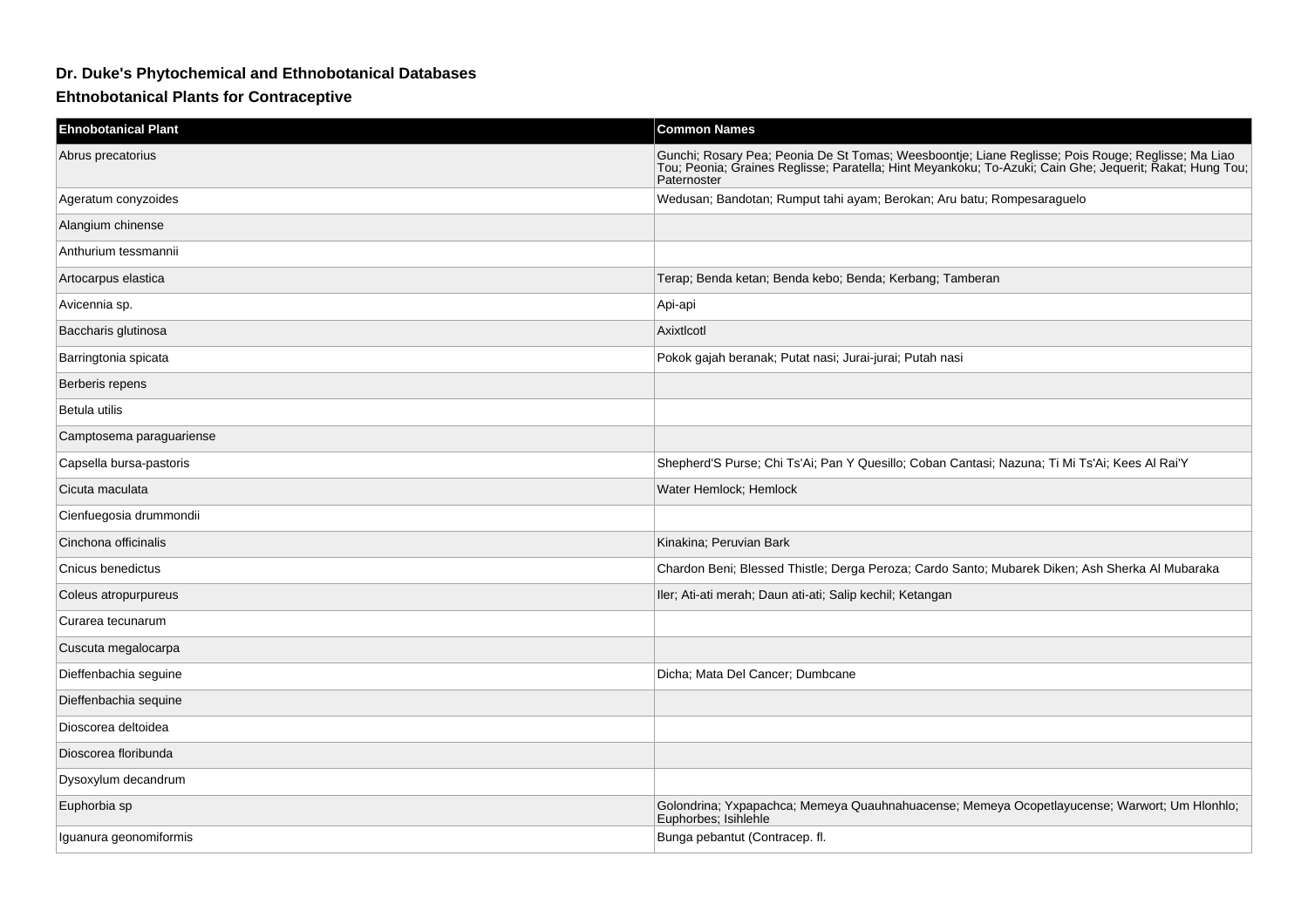# Dr. Duke's Phytochemical and Ethnobotanical Databases

## Ehtnobotanical Plants for Contraceptive

| Ehnobotanical Plant | Common Names |
|---|---|
| Abrus precatorius | Gunchi; Rosary Pea; Peonia De St Tomas; Weesboontje; Liane Reglisse; Pois Rouge; Reglisse; Ma Liao Tou; Peonia; Graines Reglisse; Paratella; Hint Meyankoku; To-Azuki; Cain Ghe; Jequerit; Rakat; Hung Tou; Paternoster |
| Ageratum conyzoides | Wedusan; Bandotan; Rumput tahi ayam; Berokan; Aru batu; Rompesaraguelo |
| Alangium chinense | |
| Anthurium tessmannii | |
| Artocarpus elastica | Terap; Benda ketan; Benda kebo; Benda; Kerbang; Tamberan |
| Avicennia sp. | Api-api |
| Baccharis glutinosa | Axixtlcotl |
| Barringtonia spicata | Pokok gajah beranak; Putat nasi; Jurai-jurai; Putah nasi |
| Berberis repens | |
| Betula utilis | |
| Camptosema paraguariense | |
| Capsella bursa-pastoris | Shepherd'S Purse; Chi Ts'Ai; Pan Y Quesillo; Coban Cantasi; Nazuna; Ti Mi Ts'Ai; Kees Al Rai'Y |
| Cicuta maculata | Water Hemlock; Hemlock |
| Cienfuegosia drummondii | |
| Cinchona officinalis | Kinakina; Peruvian Bark |
| Cnicus benedictus | Chardon Beni; Blessed Thistle; Derga Peroza; Cardo Santo; Mubarek Diken; Ash Sherka Al Mubaraka |
| Coleus atropurpureus | Iler; Ati-ati merah; Daun ati-ati; Salip kechil; Ketangan |
| Curarea tecunarum | |
| Cuscuta megalocarpa | |
| Dieffenbachia seguine | Dicha; Mata Del Cancer; Dumbcane |
| Dieffenbachia sequine | |
| Dioscorea deltoidea | |
| Dioscorea floribunda | |
| Dysoxylum decandrum | |
| Euphorbia sp | Golondrina; Yxpapachca; Memeya Quauhnahuacense; Memeya Ocopetlayucense; Warwort; Um Hlonhlo; Euphorbes; Isihlehle |
| Iguanura geonomiformis | Bunga pebantut (Contracep. fl. |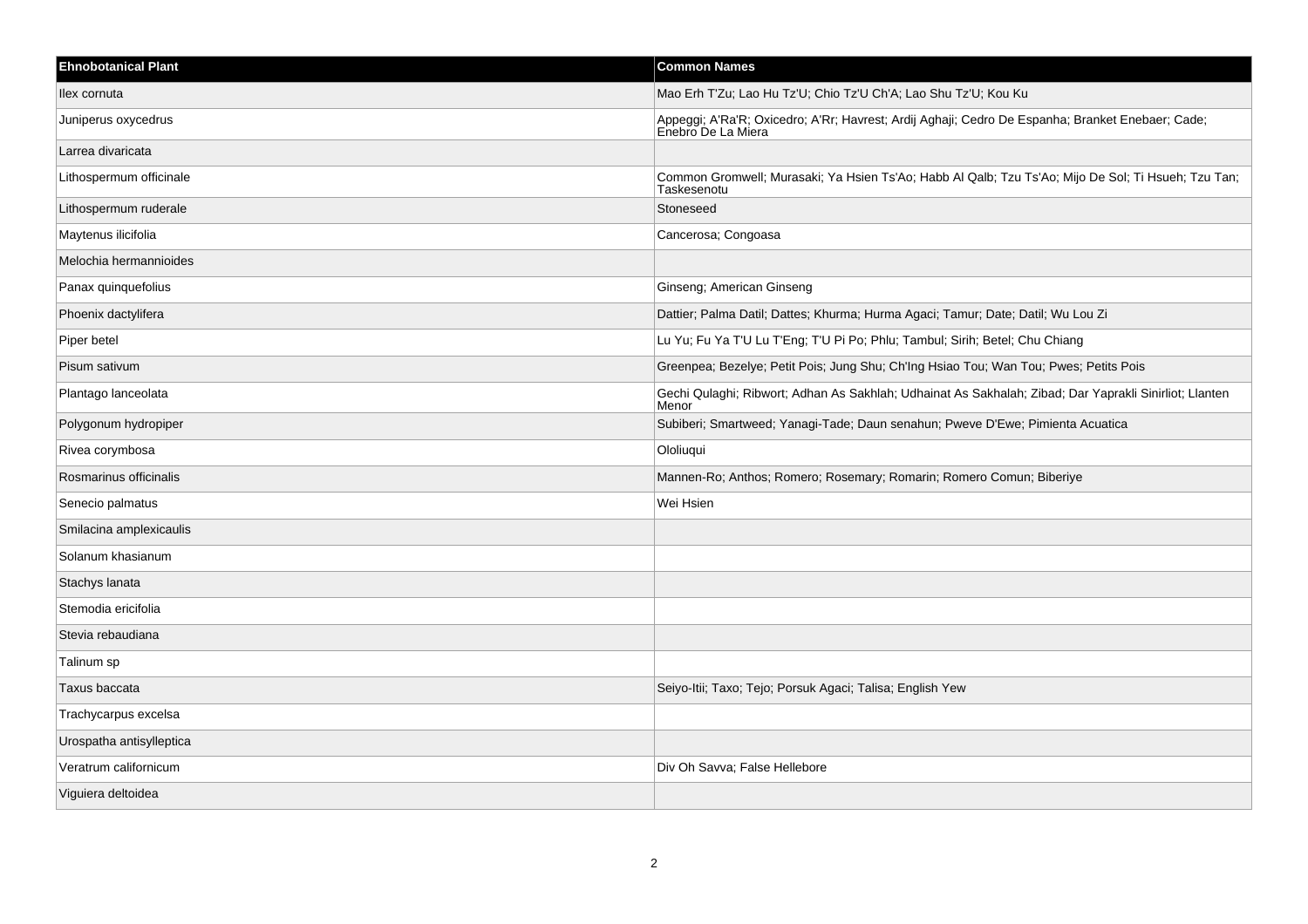| Ehnobotanical Plant | Common Names |
|---|---|
| Ilex cornuta | Mao Erh T'Zu; Lao Hu Tz'U; Chio Tz'U Ch'A; Lao Shu Tz'U; Kou Ku |
| Juniperus oxycedrus | Appeggi; A'Ra'R; Oxicedro; A'Rr; Havrest; Ardij Aghaji; Cedro De Espanha; Branket Enebaer; Cade; Enebro De La Miera |
| Larrea divaricata | |
| Lithospermum officinale | Common Gromwell; Murasaki; Ya Hsien Ts'Ao; Habb Al Qalb; Tzu Ts'Ao; Mijo De Sol; Ti Hsueh; Tzu Tan; Taskesenotu |
| Lithospermum ruderale | Stoneseed |
| Maytenus ilicifolia | Cancerosa; Congoasa |
| Melochia hermannioides | |
| Panax quinquefolius | Ginseng; American Ginseng |
| Phoenix dactylifera | Dattier; Palma Datil; Dattes; Khurma; Hurma Agaci; Tamur; Date; Datil; Wu Lou Zi |
| Piper betel | Lu Yu; Fu Ya T'U Lu T'Eng; T'U Pi Po; Phlu; Tambul; Sirih; Betel; Chu Chiang |
| Pisum sativum | Greenpea; Bezelye; Petit Pois; Jung Shu; Ch'Ing Hsiao Tou; Wan Tou; Pwes; Petits Pois |
| Plantago lanceolata | Gechi Qulaghi; Ribwort; Adhan As Sakhlah; Udhainat As Sakhalah; Zibad; Dar Yaprakli Sinirliot; Llanten Menor |
| Polygonum hydropiper | Subiberi; Smartweed; Yanagi-Tade; Daun senahun; Pweve D'Ewe; Pimienta Acuatica |
| Rivea corymbosa | Ololiuqui |
| Rosmarinus officinalis | Mannen-Ro; Anthos; Romero; Rosemary; Romarin; Romero Comun; Biberiye |
| Senecio palmatus | Wei Hsien |
| Smilacina amplexicaulis | |
| Solanum khasianum | |
| Stachys lanata | |
| Stemodia ericifolia | |
| Stevia rebaudiana | |
| Talinum sp | |
| Taxus baccata | Seiyo-Itii; Taxo; Tejo; Porsuk Agaci; Talisa; English Yew |
| Trachycarpus excelsa | |
| Urospatha antisylleptica | |
| Veratrum californicum | Div Oh Savva; False Hellebore |
| Viguiera deltoidea | |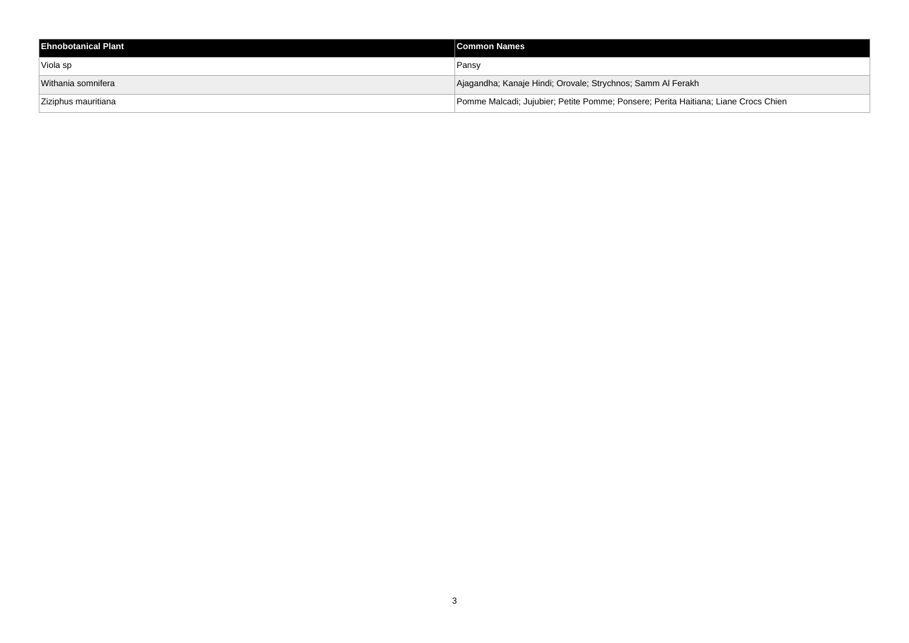| Ehnobotanical Plant | Common Names |
| --- | --- |
| Viola sp | Pansy |
| Withania somnifera | Ajagandha; Kanaje Hindi; Orovale; Strychnos; Samm Al Ferakh |
| Ziziphus mauritiana | Pomme Malcadi; Jujubier; Petite Pomme; Ponsere; Perita Haitiana; Liane Crocs Chien |